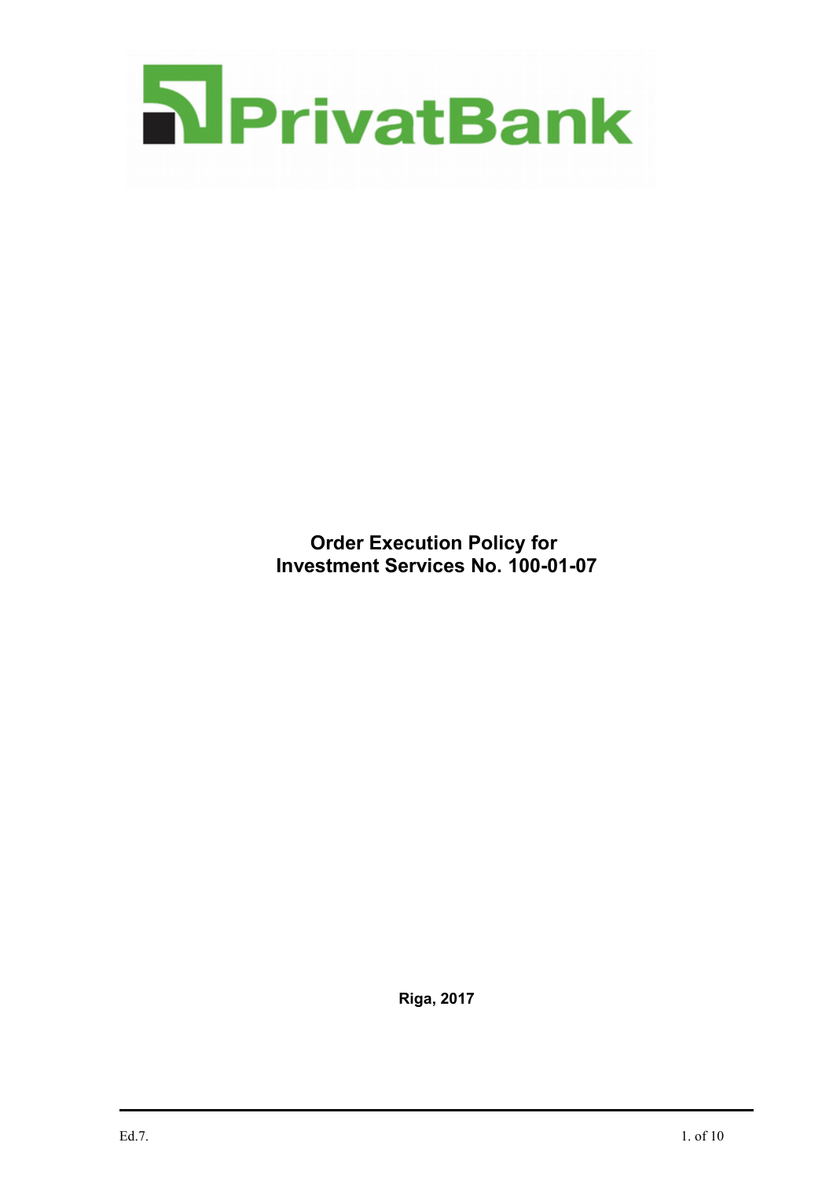PrivatBank

# Order Execution Policy for Investment Services No. 100-01-07

**Riga, 2017**

Ed.7.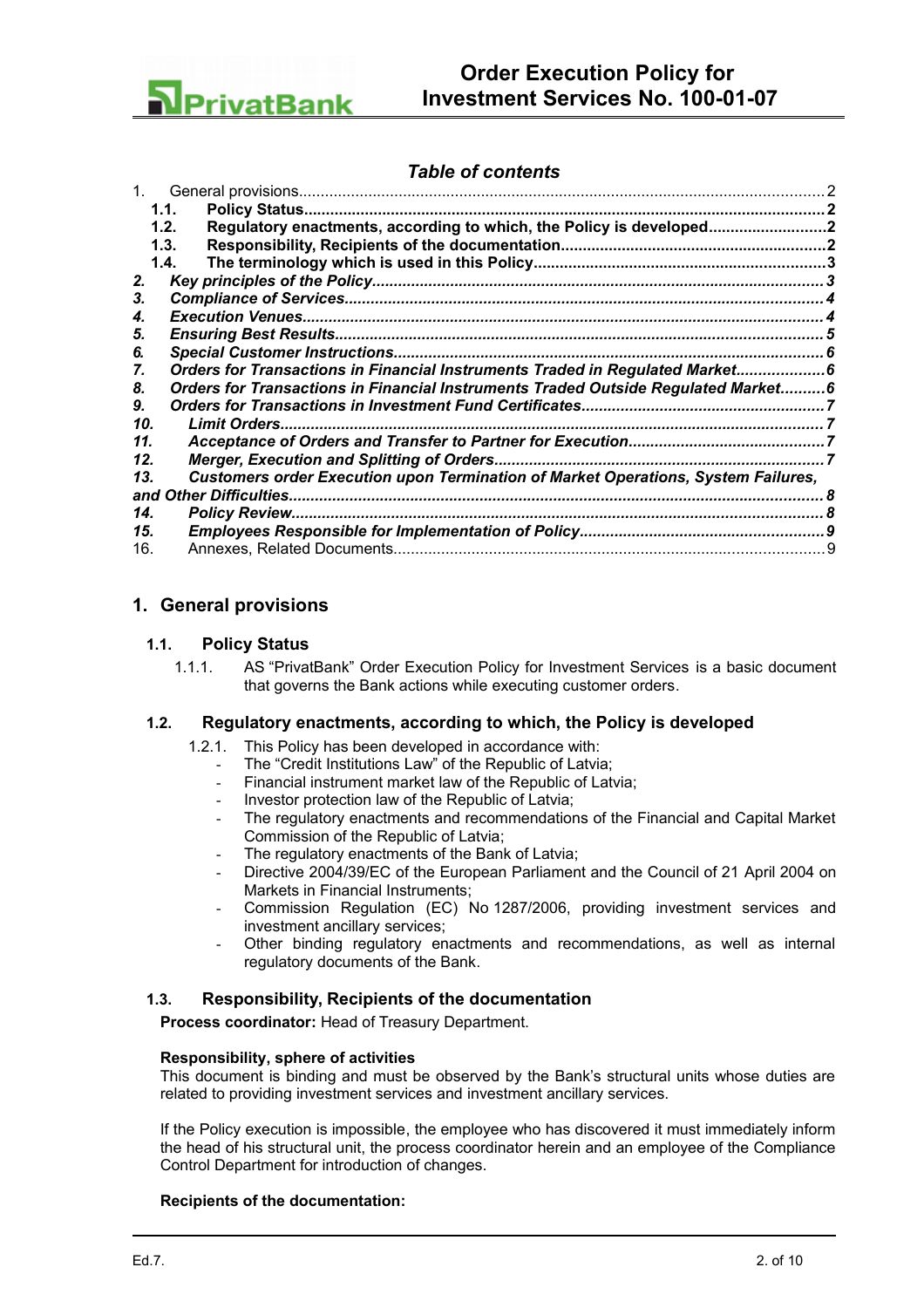## Table of contents

1. General provisions....2
   - 1.1. **Policy Status**....2
   - 1.2. **Regulatory enactments, according to which, the Policy is developed**....2
   - 1.3. **Responsibility, Recipients of the documentation**....2
   - 1.4. **The terminology which is used in this Policy**....3
2. ***Key principles of the Policy***....3
3. ***Compliance of Services***....4
4. ***Execution Venues***....4
5. ***Ensuring Best Results***....5
6. ***Special Customer Instructions***....6
7. ***Orders for Transactions in Financial Instruments Traded in Regulated Market***....6
8. ***Orders for Transactions in Financial Instruments Traded Outside Regulated Market***....6
9. ***Orders for Transactions in Investment Fund Certificates***....7
10. ***Limit Orders***....7
11. ***Acceptance of Orders and Transfer to Partner for Execution***....7
12. ***Merger, Execution and Splitting of Orders***....7
13. ***Customers order Execution upon Termination of Market Operations, System Failures, and Other Difficulties***....8
14. ***Policy Review***....8
15. ***Employees Responsible for Implementation of Policy***....9
16. Annexes, Related Documents....9

# 1. General provisions

## 1.1. Policy Status

1.1.1. AS "PrivatBank" Order Execution Policy for Investment Services is a basic document that governs the Bank actions while executing customer orders.

## 1.2. Regulatory enactments, according to which, the Policy is developed

1.2.1. This Policy has been developed in accordance with:

- The "Credit Institutions Law" of the Republic of Latvia;
- Financial instrument market law of the Republic of Latvia;
- Investor protection law of the Republic of Latvia;
- The regulatory enactments and recommendations of the Financial and Capital Market Commission of the Republic of Latvia;
- The regulatory enactments of the Bank of Latvia;
- Directive 2004/39/EC of the European Parliament and the Council of 21 April 2004 on Markets in Financial Instruments;
- Commission Regulation (EC) No 1287/2006, providing investment services and investment ancillary services;
- Other binding regulatory enactments and recommendations, as well as internal regulatory documents of the Bank.

## 1.3. Responsibility, Recipients of the documentation

**Process coordinator:** Head of Treasury Department.

**Responsibility, sphere of activities**

This document is binding and must be observed by the Bank's structural units whose duties are related to providing investment services and investment ancillary services.

If the Policy execution is impossible, the employee who has discovered it must immediately inform the head of his structural unit, the process coordinator herein and an employee of the Compliance Control Department for introduction of changes.

**Recipients of the documentation:**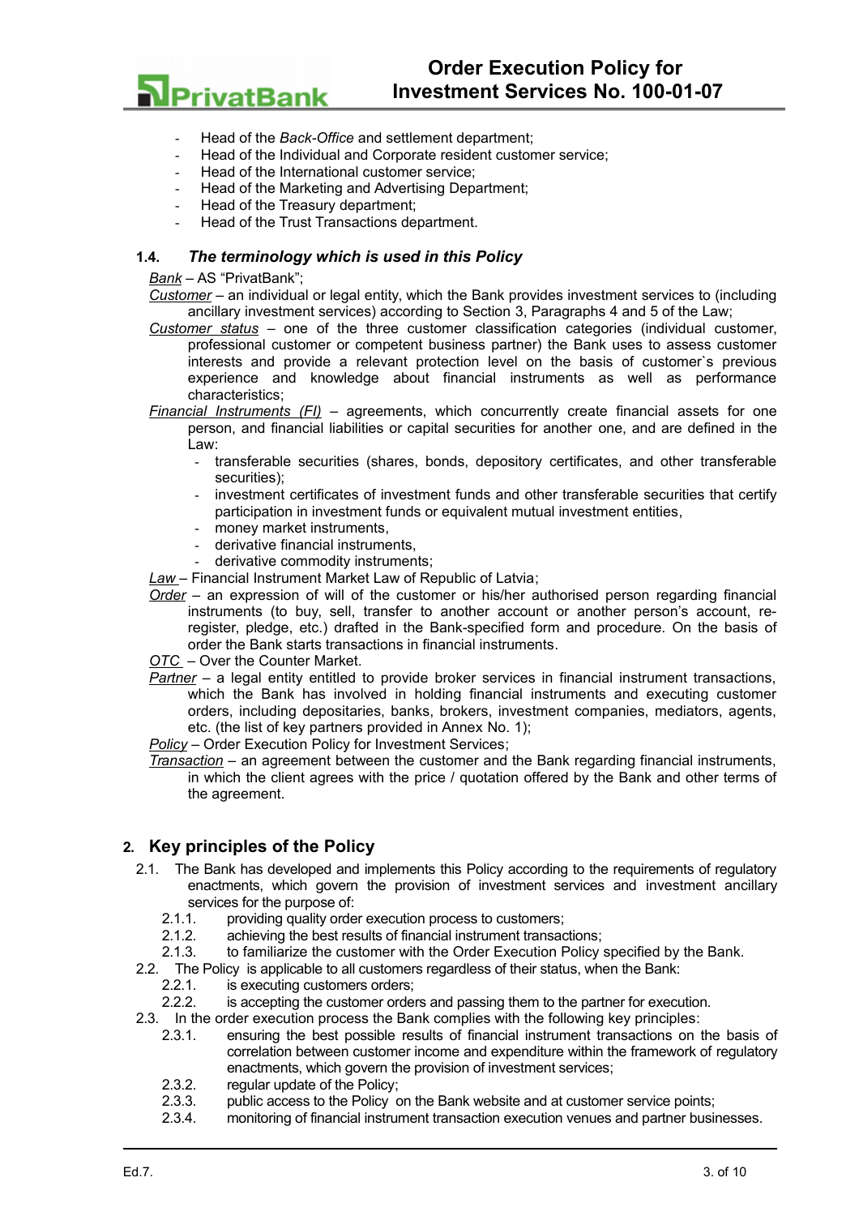- Head of the *Back-Office* and settlement department;
- Head of the Individual and Corporate resident customer service;
- Head of the International customer service;
- Head of the Marketing and Advertising Department;
- Head of the Treasury department;
- Head of the Trust Transactions department.

### 1.4. *The terminology which is used in this Policy*

Bank – AS "PrivatBank";

Customer – an individual or legal entity, which the Bank provides investment services to (including ancillary investment services) according to Section 3, Paragraphs 4 and 5 of the Law;

Customer status – one of the three customer classification categories (individual customer, professional customer or competent business partner) the Bank uses to assess customer interests and provide a relevant protection level on the basis of customer`s previous experience and knowledge about financial instruments as well as performance characteristics;

Financial Instruments (FI) – agreements, which concurrently create financial assets for one person, and financial liabilities or capital securities for another one, and are defined in the Law:

- transferable securities (shares, bonds, depository certificates, and other transferable securities);
- investment certificates of investment funds and other transferable securities that certify participation in investment funds or equivalent mutual investment entities,
- money market instruments,
- derivative financial instruments,
- derivative commodity instruments;

Law – Financial Instrument Market Law of Republic of Latvia;

Order – an expression of will of the customer or his/her authorised person regarding financial instruments (to buy, sell, transfer to another account or another person's account, re-register, pledge, etc.) drafted in the Bank-specified form and procedure. On the basis of order the Bank starts transactions in financial instruments.

OTC – Over the Counter Market.

Partner – a legal entity entitled to provide broker services in financial instrument transactions, which the Bank has involved in holding financial instruments and executing customer orders, including depositaries, banks, brokers, investment companies, mediators, agents, etc. (the list of key partners provided in Annex No. 1);

Policy – Order Execution Policy for Investment Services;

Transaction – an agreement between the customer and the Bank regarding financial instruments, in which the client agrees with the price / quotation offered by the Bank and other terms of the agreement.

## 2. Key principles of the Policy

2.1. The Bank has developed and implements this Policy according to the requirements of regulatory enactments, which govern the provision of investment services and investment ancillary services for the purpose of:

2.1.1. providing quality order execution process to customers;

2.1.2. achieving the best results of financial instrument transactions;

2.1.3. to familiarize the customer with the Order Execution Policy specified by the Bank.

2.2. The Policy is applicable to all customers regardless of their status, when the Bank:

2.2.1. is executing customers orders;

2.2.2. is accepting the customer orders and passing them to the partner for execution.

2.3. In the order execution process the Bank complies with the following key principles:

2.3.1. ensuring the best possible results of financial instrument transactions on the basis of correlation between customer income and expenditure within the framework of regulatory enactments, which govern the provision of investment services;

2.3.2. regular update of the Policy;

2.3.3. public access to the Policy on the Bank website and at customer service points;

2.3.4. monitoring of financial instrument transaction execution venues and partner businesses.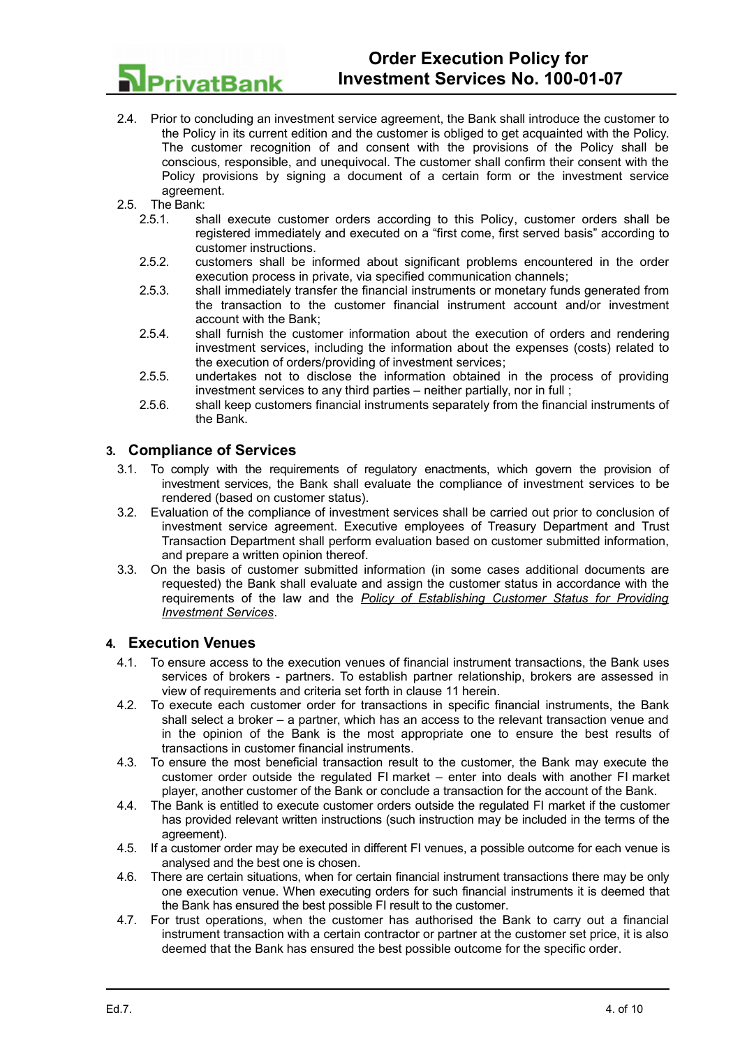2.4. Prior to concluding an investment service agreement, the Bank shall introduce the customer to the Policy in its current edition and the customer is obliged to get acquainted with the Policy. The customer recognition of and consent with the provisions of the Policy shall be conscious, responsible, and unequivocal. The customer shall confirm their consent with the Policy provisions by signing a document of a certain form or the investment service agreement.

2.5. The Bank:

2.5.1. shall execute customer orders according to this Policy, customer orders shall be registered immediately and executed on a “first come, first served basis” according to customer instructions.

2.5.2. customers shall be informed about significant problems encountered in the order execution process in private, via specified communication channels;

2.5.3. shall immediately transfer the financial instruments or monetary funds generated from the transaction to the customer financial instrument account and/or investment account with the Bank;

2.5.4. shall furnish the customer information about the execution of orders and rendering investment services, including the information about the expenses (costs) related to the execution of orders/providing of investment services;

2.5.5. undertakes not to disclose the information obtained in the process of providing investment services to any third parties – neither partially, nor in full ;

2.5.6. shall keep customers financial instruments separately from the financial instruments of the Bank.

## 3. Compliance of Services

3.1. To comply with the requirements of regulatory enactments, which govern the provision of investment services, the Bank shall evaluate the compliance of investment services to be rendered (based on customer status).

3.2. Evaluation of the compliance of investment services shall be carried out prior to conclusion of investment service agreement. Executive employees of Treasury Department and Trust Transaction Department shall perform evaluation based on customer submitted information, and prepare a written opinion thereof.

3.3. On the basis of customer submitted information (in some cases additional documents are requested) the Bank shall evaluate and assign the customer status in accordance with the requirements of the law and the *Policy of Establishing Customer Status for Providing Investment Services*.

## 4. Execution Venues

4.1. To ensure access to the execution venues of financial instrument transactions, the Bank uses services of brokers - partners. To establish partner relationship, brokers are assessed in view of requirements and criteria set forth in clause 11 herein.

4.2. To execute each customer order for transactions in specific financial instruments, the Bank shall select a broker – a partner, which has an access to the relevant transaction venue and in the opinion of the Bank is the most appropriate one to ensure the best results of transactions in customer financial instruments.

4.3. To ensure the most beneficial transaction result to the customer, the Bank may execute the customer order outside the regulated FI market – enter into deals with another FI market player, another customer of the Bank or conclude a transaction for the account of the Bank.

4.4. The Bank is entitled to execute customer orders outside the regulated FI market if the customer has provided relevant written instructions (such instruction may be included in the terms of the agreement).

4.5. If a customer order may be executed in different FI venues, a possible outcome for each venue is analysed and the best one is chosen.

4.6. There are certain situations, when for certain financial instrument transactions there may be only one execution venue. When executing orders for such financial instruments it is deemed that the Bank has ensured the best possible FI result to the customer.

4.7. For trust operations, when the customer has authorised the Bank to carry out a financial instrument transaction with a certain contractor or partner at the customer set price, it is also deemed that the Bank has ensured the best possible outcome for the specific order.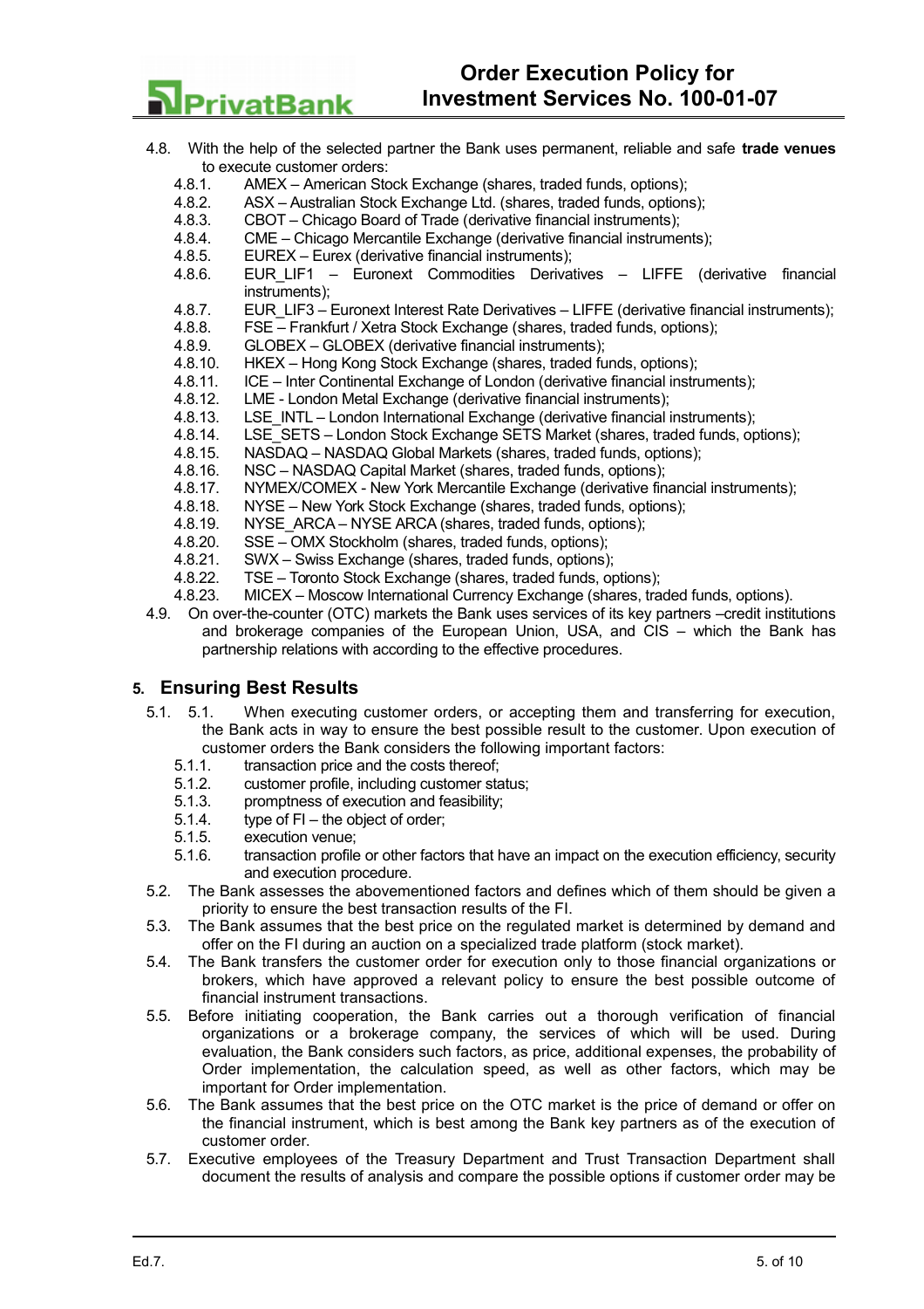4.8. With the help of the selected partner the Bank uses permanent, reliable and safe **trade venues** to execute customer orders:

4.8.1. AMEX – American Stock Exchange (shares, traded funds, options);
4.8.2. ASX – Australian Stock Exchange Ltd. (shares, traded funds, options);
4.8.3. CBOT – Chicago Board of Trade (derivative financial instruments);
4.8.4. CME – Chicago Mercantile Exchange (derivative financial instruments);
4.8.5. EUREX – Eurex (derivative financial instruments);
4.8.6. EUR_LIF1 – Euronext Commodities Derivatives – LIFFE (derivative financial instruments);
4.8.7. EUR_LIF3 – Euronext Interest Rate Derivatives – LIFFE (derivative financial instruments);
4.8.8. FSE – Frankfurt / Xetra Stock Exchange (shares, traded funds, options);
4.8.9. GLOBEX – GLOBEX (derivative financial instruments);
4.8.10. HKEX – Hong Kong Stock Exchange (shares, traded funds, options);
4.8.11. ICE – Inter Continental Exchange of London (derivative financial instruments);
4.8.12. LME - London Metal Exchange (derivative financial instruments);
4.8.13. LSE_INTL – London International Exchange (derivative financial instruments);
4.8.14. LSE_SETS – London Stock Exchange SETS Market (shares, traded funds, options);
4.8.15. NASDAQ – NASDAQ Global Markets (shares, traded funds, options);
4.8.16. NSC – NASDAQ Capital Market (shares, traded funds, options);
4.8.17. NYMEX/COMEX - New York Mercantile Exchange (derivative financial instruments);
4.8.18. NYSE – New York Stock Exchange (shares, traded funds, options);
4.8.19. NYSE_ARCA – NYSE ARCA (shares, traded funds, options);
4.8.20. SSE – OMX Stockholm (shares, traded funds, options);
4.8.21. SWX – Swiss Exchange (shares, traded funds, options);
4.8.22. TSE – Toronto Stock Exchange (shares, traded funds, options);
4.8.23. MICEX – Moscow International Currency Exchange (shares, traded funds, options).

4.9. On over-the-counter (OTC) markets the Bank uses services of its key partners –credit institutions and brokerage companies of the European Union, USA, and CIS – which the Bank has partnership relations with according to the effective procedures.

## 5. Ensuring Best Results

5.1. 5.1. When executing customer orders, or accepting them and transferring for execution, the Bank acts in way to ensure the best possible result to the customer. Upon execution of customer orders the Bank considers the following important factors:

5.1.1. transaction price and the costs thereof;
5.1.2. customer profile, including customer status;
5.1.3. promptness of execution and feasibility;
5.1.4. type of FI – the object of order;
5.1.5. execution venue;
5.1.6. transaction profile or other factors that have an impact on the execution efficiency, security and execution procedure.

5.2. The Bank assesses the abovementioned factors and defines which of them should be given a priority to ensure the best transaction results of the FI.

5.3. The Bank assumes that the best price on the regulated market is determined by demand and offer on the FI during an auction on a specialized trade platform (stock market).

5.4. The Bank transfers the customer order for execution only to those financial organizations or brokers, which have approved a relevant policy to ensure the best possible outcome of financial instrument transactions.

5.5. Before initiating cooperation, the Bank carries out a thorough verification of financial organizations or a brokerage company, the services of which will be used. During evaluation, the Bank considers such factors, as price, additional expenses, the probability of Order implementation, the calculation speed, as well as other factors, which may be important for Order implementation.

5.6. The Bank assumes that the best price on the OTC market is the price of demand or offer on the financial instrument, which is best among the Bank key partners as of the execution of customer order.

5.7. Executive employees of the Treasury Department and Trust Transaction Department shall document the results of analysis and compare the possible options if customer order may be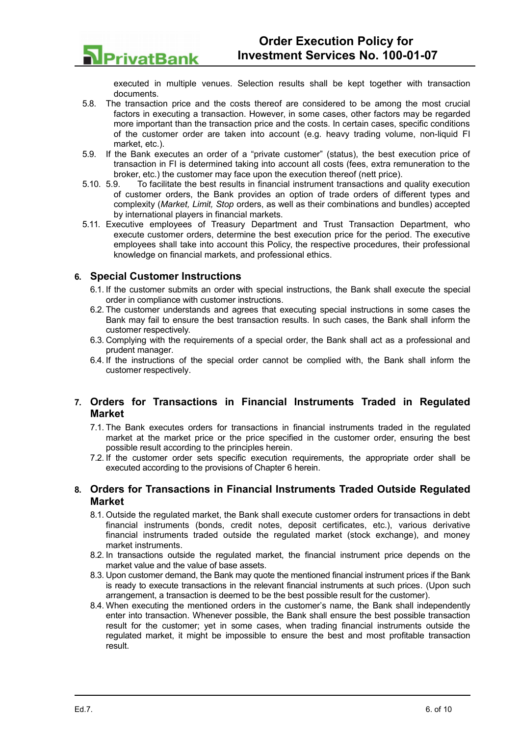executed in multiple venues. Selection results shall be kept together with transaction documents.

5.8. The transaction price and the costs thereof are considered to be among the most crucial factors in executing a transaction. However, in some cases, other factors may be regarded more important than the transaction price and the costs. In certain cases, specific conditions of the customer order are taken into account (e.g. heavy trading volume, non-liquid FI market, etc.).

5.9. If the Bank executes an order of a "private customer" (status), the best execution price of transaction in FI is determined taking into account all costs (fees, extra remuneration to the broker, etc.) the customer may face upon the execution thereof (nett price).

5.10. 5.9. To facilitate the best results in financial instrument transactions and quality execution of customer orders, the Bank provides an option of trade orders of different types and complexity (*Market, Limit, Stop* orders, as well as their combinations and bundles) accepted by international players in financial markets.

5.11. Executive employees of Treasury Department and Trust Transaction Department, who execute customer orders, determine the best execution price for the period. The executive employees shall take into account this Policy, the respective procedures, their professional knowledge on financial markets, and professional ethics.

## 6. Special Customer Instructions

6.1. If the customer submits an order with special instructions, the Bank shall execute the special order in compliance with customer instructions.

6.2. The customer understands and agrees that executing special instructions in some cases the Bank may fail to ensure the best transaction results. In such cases, the Bank shall inform the customer respectively.

6.3. Complying with the requirements of a special order, the Bank shall act as a professional and prudent manager.

6.4. If the instructions of the special order cannot be complied with, the Bank shall inform the customer respectively.

## 7. Orders for Transactions in Financial Instruments Traded in Regulated Market

7.1. The Bank executes orders for transactions in financial instruments traded in the regulated market at the market price or the price specified in the customer order, ensuring the best possible result according to the principles herein.

7.2. If the customer order sets specific execution requirements, the appropriate order shall be executed according to the provisions of Chapter 6 herein.

## 8. Orders for Transactions in Financial Instruments Traded Outside Regulated Market

8.1. Outside the regulated market, the Bank shall execute customer orders for transactions in debt financial instruments (bonds, credit notes, deposit certificates, etc.), various derivative financial instruments traded outside the regulated market (stock exchange), and money market instruments.

8.2. In transactions outside the regulated market, the financial instrument price depends on the market value and the value of base assets.

8.3. Upon customer demand, the Bank may quote the mentioned financial instrument prices if the Bank is ready to execute transactions in the relevant financial instruments at such prices. (Upon such arrangement, a transaction is deemed to be the best possible result for the customer).

8.4. When executing the mentioned orders in the customer's name, the Bank shall independently enter into transaction. Whenever possible, the Bank shall ensure the best possible transaction result for the customer; yet in some cases, when trading financial instruments outside the regulated market, it might be impossible to ensure the best and most profitable transaction result.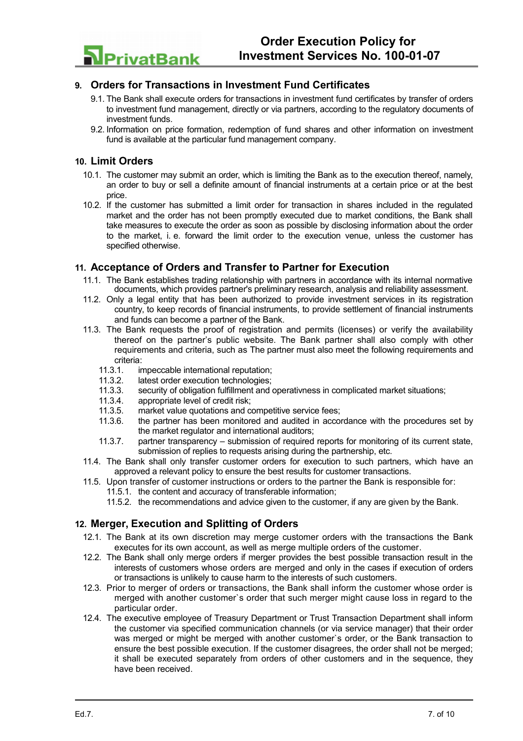## 9. Orders for Transactions in Investment Fund Certificates

9.1. The Bank shall execute orders for transactions in investment fund certificates by transfer of orders to investment fund management, directly or via partners, according to the regulatory documents of investment funds.

9.2. Information on price formation, redemption of fund shares and other information on investment fund is available at the particular fund management company.

## 10. Limit Orders

10.1. The customer may submit an order, which is limiting the Bank as to the execution thereof, namely, an order to buy or sell a definite amount of financial instruments at a certain price or at the best price.

10.2. If the customer has submitted a limit order for transaction in shares included in the regulated market and the order has not been promptly executed due to market conditions, the Bank shall take measures to execute the order as soon as possible by disclosing information about the order to the market, i. e. forward the limit order to the execution venue, unless the customer has specified otherwise.

## 11. Acceptance of Orders and Transfer to Partner for Execution

11.1. The Bank establishes trading relationship with partners in accordance with its internal normative documents, which provides partner's preliminary research, analysis and reliability assessment.

11.2. Only a legal entity that has been authorized to provide investment services in its registration country, to keep records of financial instruments, to provide settlement of financial instruments and funds can become a partner of the Bank.

11.3. The Bank requests the proof of registration and permits (licenses) or verify the availability thereof on the partner's public website. The Bank partner shall also comply with other requirements and criteria, such as The partner must also meet the following requirements and criteria:

- 11.3.1. impeccable international reputation;
- 11.3.2. latest order execution technologies;
- 11.3.3. security of obligation fulfillment and operativness in complicated market situations;
- 11.3.4. appropriate level of credit risk;
- 11.3.5. market value quotations and competitive service fees;
- 11.3.6. the partner has been monitored and audited in accordance with the procedures set by the market regulator and international auditors;
- 11.3.7. partner transparency – submission of required reports for monitoring of its current state, submission of replies to requests arising during the partnership, etc.

11.4. The Bank shall only transfer customer orders for execution to such partners, which have an approved a relevant policy to ensure the best results for customer transactions.

11.5. Upon transfer of customer instructions or orders to the partner the Bank is responsible for:

- 11.5.1. the content and accuracy of transferable information;
- 11.5.2. the recommendations and advice given to the customer, if any are given by the Bank.

## 12. Merger, Execution and Splitting of Orders

12.1. The Bank at its own discretion may merge customer orders with the transactions the Bank executes for its own account, as well as merge multiple orders of the customer.

12.2. The Bank shall only merge orders if merger provides the best possible transaction result in the interests of customers whose orders are merged and only in the cases if execution of orders or transactions is unlikely to cause harm to the interests of such customers.

12.3. Prior to merger of orders or transactions, the Bank shall inform the customer whose order is merged with another customer`s order that such merger might cause loss in regard to the particular order.

12.4. The executive employee of Treasury Department or Trust Transaction Department shall inform the customer via specified communication channels (or via service manager) that their order was merged or might be merged with another customer`s order, or the Bank transaction to ensure the best possible execution. If the customer disagrees, the order shall not be merged; it shall be executed separately from orders of other customers and in the sequence, they have been received.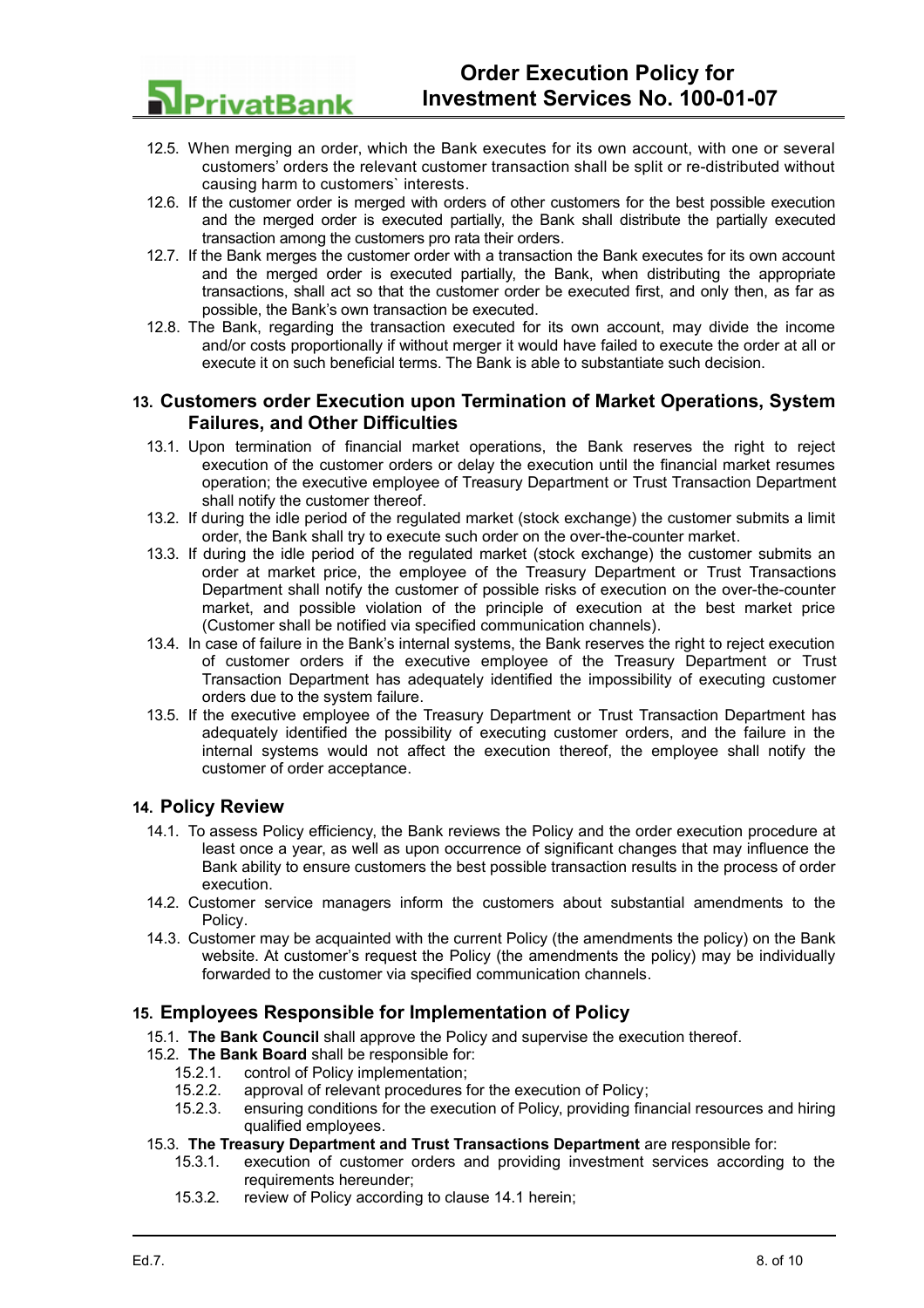12.5. When merging an order, which the Bank executes for its own account, with one or several customers' orders the relevant customer transaction shall be split or re-distributed without causing harm to customers` interests.

12.6. If the customer order is merged with orders of other customers for the best possible execution and the merged order is executed partially, the Bank shall distribute the partially executed transaction among the customers pro rata their orders.

12.7. If the Bank merges the customer order with a transaction the Bank executes for its own account and the merged order is executed partially, the Bank, when distributing the appropriate transactions, shall act so that the customer order be executed first, and only then, as far as possible, the Bank's own transaction be executed.

12.8. The Bank, regarding the transaction executed for its own account, may divide the income and/or costs proportionally if without merger it would have failed to execute the order at all or execute it on such beneficial terms. The Bank is able to substantiate such decision.

## 13. Customers order Execution upon Termination of Market Operations, System Failures, and Other Difficulties

13.1. Upon termination of financial market operations, the Bank reserves the right to reject execution of the customer orders or delay the execution until the financial market resumes operation; the executive employee of Treasury Department or Trust Transaction Department shall notify the customer thereof.

13.2. If during the idle period of the regulated market (stock exchange) the customer submits a limit order, the Bank shall try to execute such order on the over-the-counter market.

13.3. If during the idle period of the regulated market (stock exchange) the customer submits an order at market price, the employee of the Treasury Department or Trust Transactions Department shall notify the customer of possible risks of execution on the over-the-counter market, and possible violation of the principle of execution at the best market price (Customer shall be notified via specified communication channels).

13.4. In case of failure in the Bank's internal systems, the Bank reserves the right to reject execution of customer orders if the executive employee of the Treasury Department or Trust Transaction Department has adequately identified the impossibility of executing customer orders due to the system failure.

13.5. If the executive employee of the Treasury Department or Trust Transaction Department has adequately identified the possibility of executing customer orders, and the failure in the internal systems would not affect the execution thereof, the employee shall notify the customer of order acceptance.

## 14. Policy Review

14.1. To assess Policy efficiency, the Bank reviews the Policy and the order execution procedure at least once a year, as well as upon occurrence of significant changes that may influence the Bank ability to ensure customers the best possible transaction results in the process of order execution.

14.2. Customer service managers inform the customers about substantial amendments to the Policy.

14.3. Customer may be acquainted with the current Policy (the amendments the policy) on the Bank website. At customer's request the Policy (the amendments the policy) may be individually forwarded to the customer via specified communication channels.

## 15. Employees Responsible for Implementation of Policy

15.1. **The Bank Council** shall approve the Policy and supervise the execution thereof.

15.2. **The Bank Board** shall be responsible for:

- 15.2.1. control of Policy implementation;
- 15.2.2. approval of relevant procedures for the execution of Policy;
- 15.2.3. ensuring conditions for the execution of Policy, providing financial resources and hiring qualified employees.

15.3. **The Treasury Department and Trust Transactions Department** are responsible for:

- 15.3.1. execution of customer orders and providing investment services according to the requirements hereunder;
- 15.3.2. review of Policy according to clause 14.1 herein;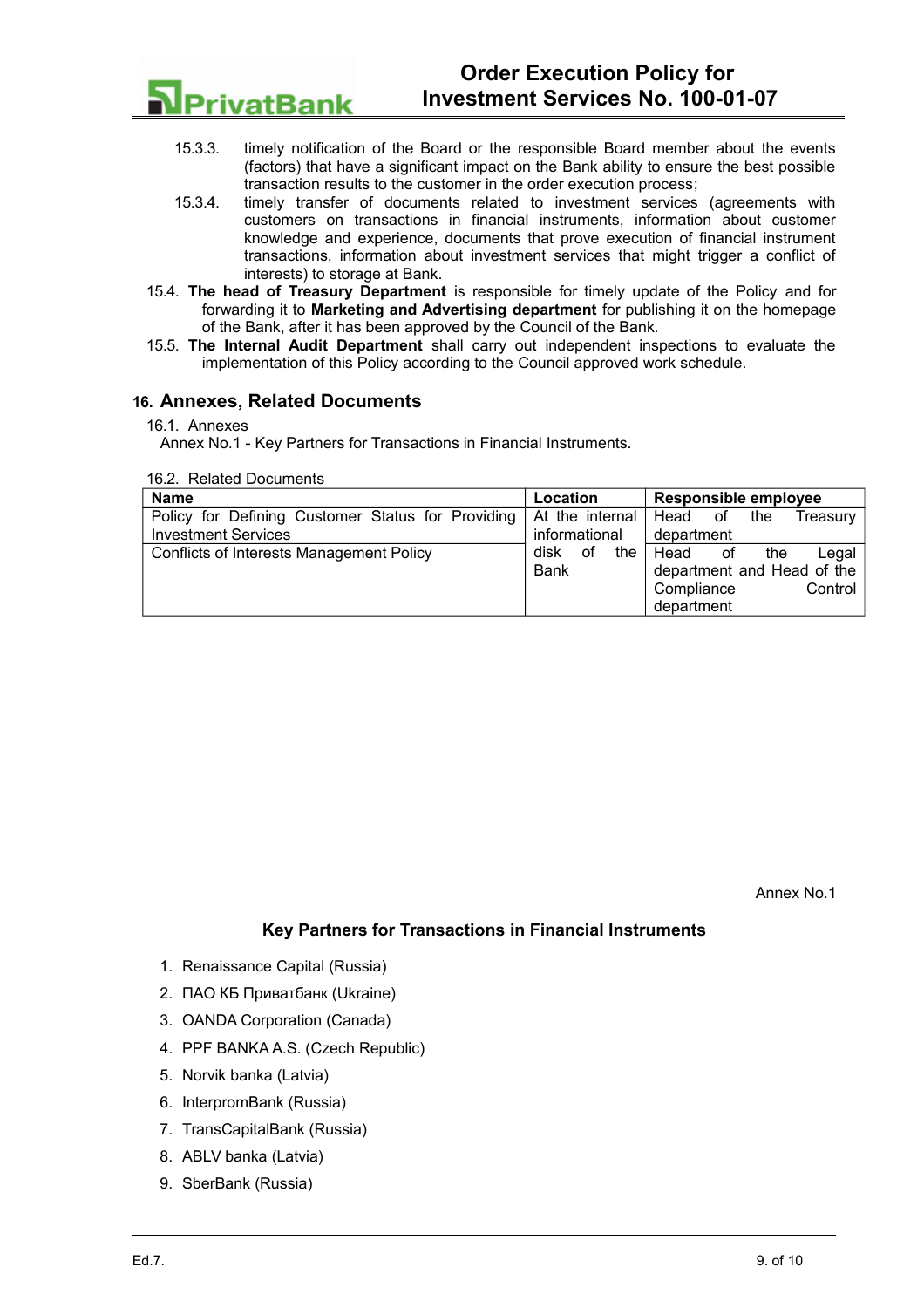15.3.3. timely notification of the Board or the responsible Board member about the events (factors) that have a significant impact on the Bank ability to ensure the best possible transaction results to the customer in the order execution process;

15.3.4. timely transfer of documents related to investment services (agreements with customers on transactions in financial instruments, information about customer knowledge and experience, documents that prove execution of financial instrument transactions, information about investment services that might trigger a conflict of interests) to storage at Bank.

15.4. **The head of Treasury Department** is responsible for timely update of the Policy and for forwarding it to **Marketing and Advertising department** for publishing it on the homepage of the Bank, after it has been approved by the Council of the Bank.

15.5. **The Internal Audit Department** shall carry out independent inspections to evaluate the implementation of this Policy according to the Council approved work schedule.

## 16. Annexes, Related Documents

16.1. Annexes

Annex No.1 - Key Partners for Transactions in Financial Instruments.

16.2. Related Documents

| Name | Location | Responsible employee |
|---|---|---|
| Policy for Defining Customer Status for Providing Investment Services | At the internal informational disk of the Bank | Head of the Treasury department |
| Conflicts of Interests Management Policy | | Head of the Legal department and Head of the Compliance Control department |

Annex No.1

### Key Partners for Transactions in Financial Instruments

1. Renaissance Capital (Russia)
2. ПАО КБ Приватбанк (Ukraine)
3. OANDA Corporation (Canada)
4. PPF BANKA A.S. (Czech Republic)
5. Norvik banka (Latvia)
6. InterpromBank (Russia)
7. TransCapitalBank (Russia)
8. ABLV banka (Latvia)
9. SberBank (Russia)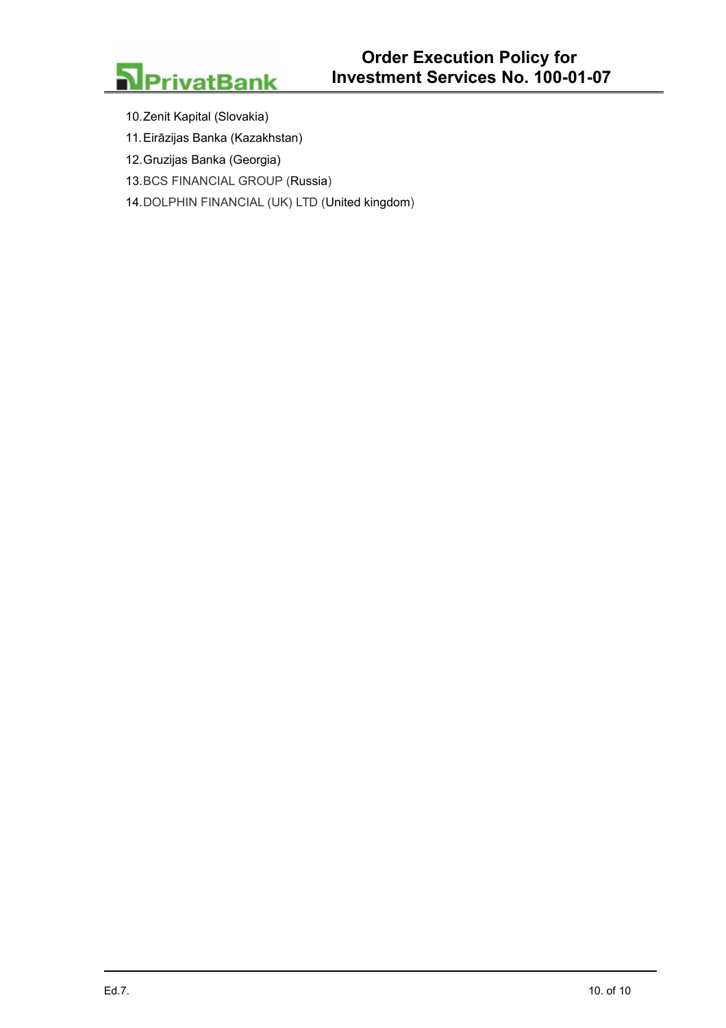10. Zenit Kapital (Slovakia)
11. Eirāzijas Banka (Kazakhstan)
12. Gruzijas Banka (Georgia)
13. BCS FINANCIAL GROUP (Russia)
14. DOLPHIN FINANCIAL (UK) LTD (United kingdom)